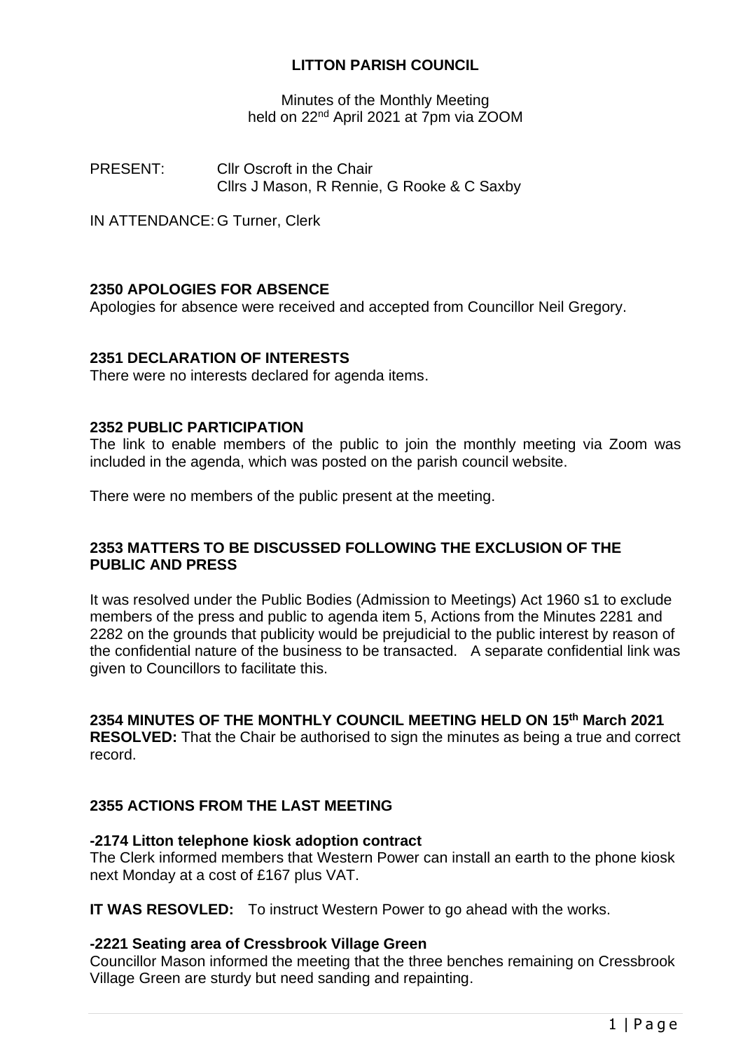# LITTON PARISH COUNCIL

Minutes of the Monthly Meeting
held on 22nd April 2021 at 7pm via ZOOM

PRESENT: Cllr Oscroft in the Chair
Cllrs J Mason, R Rennie, G Rooke & C Saxby

IN ATTENDANCE: G Turner, Clerk

## 2350 APOLOGIES FOR ABSENCE

Apologies for absence were received and accepted from Councillor Neil Gregory.

## 2351 DECLARATION OF INTERESTS

There were no interests declared for agenda items.

## 2352 PUBLIC PARTICIPATION

The link to enable members of the public to join the monthly meeting via Zoom was included in the agenda, which was posted on the parish council website.

There were no members of the public present at the meeting.

## 2353 MATTERS TO BE DISCUSSED FOLLOWING THE EXCLUSION OF THE PUBLIC AND PRESS

It was resolved under the Public Bodies (Admission to Meetings) Act 1960 s1 to exclude members of the press and public to agenda item 5, Actions from the Minutes 2281 and 2282 on the grounds that publicity would be prejudicial to the public interest by reason of the confidential nature of the business to be transacted. A separate confidential link was given to Councillors to facilitate this.

## 2354 MINUTES OF THE MONTHLY COUNCIL MEETING HELD ON 15th March 2021

**RESOLVED:** That the Chair be authorised to sign the minutes as being a true and correct record.

## 2355 ACTIONS FROM THE LAST MEETING

### -2174 Litton telephone kiosk adoption contract

The Clerk informed members that Western Power can install an earth to the phone kiosk next Monday at a cost of £167 plus VAT.

**IT WAS RESOVLED:** To instruct Western Power to go ahead with the works.

### -2221 Seating area of Cressbrook Village Green

Councillor Mason informed the meeting that the three benches remaining on Cressbrook Village Green are sturdy but need sanding and repainting.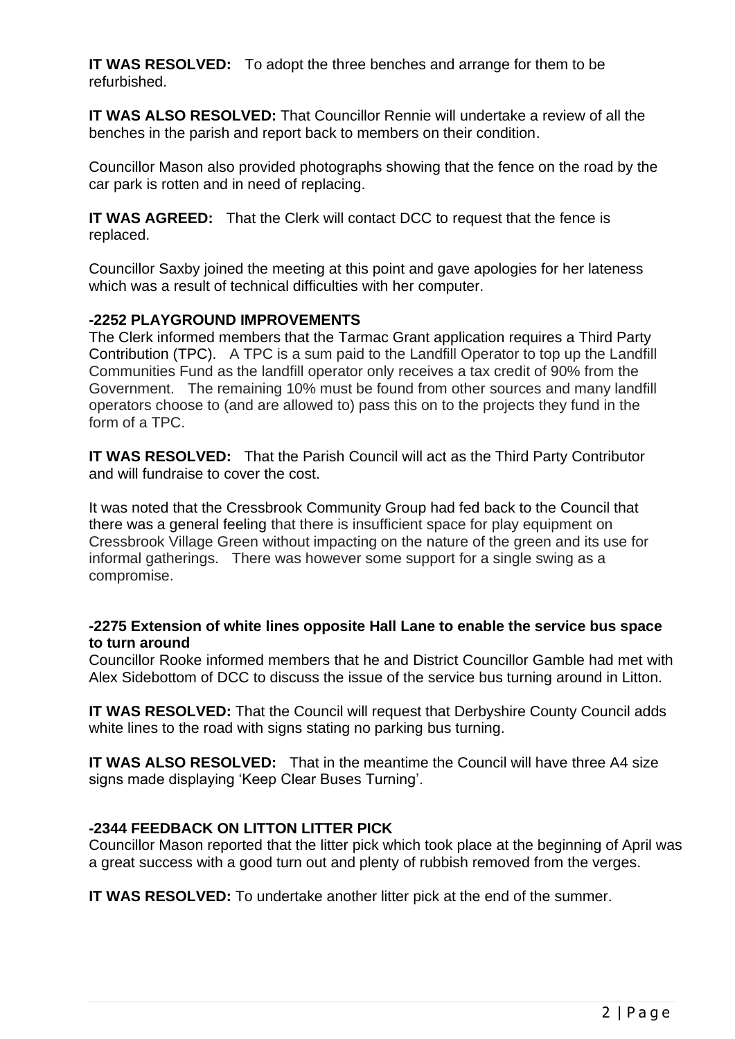**IT WAS RESOLVED:** To adopt the three benches and arrange for them to be refurbished.

**IT WAS ALSO RESOLVED:** That Councillor Rennie will undertake a review of all the benches in the parish and report back to members on their condition.

Councillor Mason also provided photographs showing that the fence on the road by the car park is rotten and in need of replacing.

**IT WAS AGREED:** That the Clerk will contact DCC to request that the fence is replaced.

Councillor Saxby joined the meeting at this point and gave apologies for her lateness which was a result of technical difficulties with her computer.

**-2252 PLAYGROUND IMPROVEMENTS**

The Clerk informed members that the Tarmac Grant application requires a Third Party Contribution (TPC). A TPC is a sum paid to the Landfill Operator to top up the Landfill Communities Fund as the landfill operator only receives a tax credit of 90% from the Government. The remaining 10% must be found from other sources and many landfill operators choose to (and are allowed to) pass this on to the projects they fund in the form of a TPC.

**IT WAS RESOLVED:** That the Parish Council will act as the Third Party Contributor and will fundraise to cover the cost.

It was noted that the Cressbrook Community Group had fed back to the Council that there was a general feeling that there is insufficient space for play equipment on Cressbrook Village Green without impacting on the nature of the green and its use for informal gatherings. There was however some support for a single swing as a compromise.

**-2275 Extension of white lines opposite Hall Lane to enable the service bus space to turn around**

Councillor Rooke informed members that he and District Councillor Gamble had met with Alex Sidebottom of DCC to discuss the issue of the service bus turning around in Litton.

**IT WAS RESOLVED:** That the Council will request that Derbyshire County Council adds white lines to the road with signs stating no parking bus turning.

**IT WAS ALSO RESOLVED:** That in the meantime the Council will have three A4 size signs made displaying 'Keep Clear Buses Turning'.

**-2344 FEEDBACK ON LITTON LITTER PICK**

Councillor Mason reported that the litter pick which took place at the beginning of April was a great success with a good turn out and plenty of rubbish removed from the verges.

**IT WAS RESOLVED:** To undertake another litter pick at the end of the summer.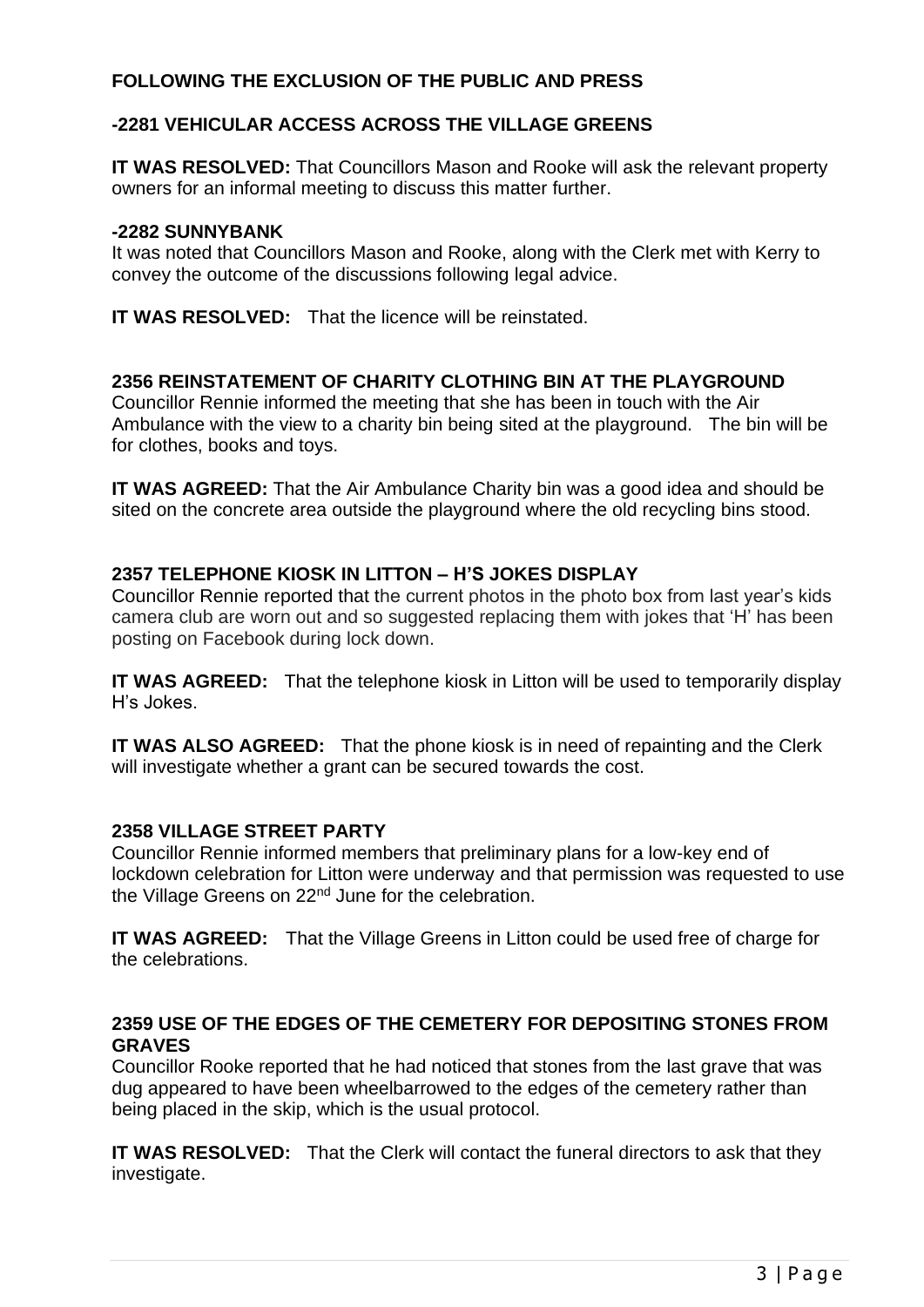**FOLLOWING THE EXCLUSION OF THE PUBLIC AND PRESS**

**-2281 VEHICULAR ACCESS ACROSS THE VILLAGE GREENS**

**IT WAS RESOLVED:** That Councillors Mason and Rooke will ask the relevant property owners for an informal meeting to discuss this matter further.

**-2282 SUNNYBANK**

It was noted that Councillors Mason and Rooke, along with the Clerk met with Kerry to convey the outcome of the discussions following legal advice.

**IT WAS RESOLVED:** That the licence will be reinstated.

**2356 REINSTATEMENT OF CHARITY CLOTHING BIN AT THE PLAYGROUND**

Councillor Rennie informed the meeting that she has been in touch with the Air Ambulance with the view to a charity bin being sited at the playground. The bin will be for clothes, books and toys.

**IT WAS AGREED:** That the Air Ambulance Charity bin was a good idea and should be sited on the concrete area outside the playground where the old recycling bins stood.

**2357 TELEPHONE KIOSK IN LITTON – H'S JOKES DISPLAY**

Councillor Rennie reported that the current photos in the photo box from last year's kids camera club are worn out and so suggested replacing them with jokes that 'H' has been posting on Facebook during lock down.

**IT WAS AGREED:** That the telephone kiosk in Litton will be used to temporarily display H's Jokes.

**IT WAS ALSO AGREED:** That the phone kiosk is in need of repainting and the Clerk will investigate whether a grant can be secured towards the cost.

**2358 VILLAGE STREET PARTY**

Councillor Rennie informed members that preliminary plans for a low-key end of lockdown celebration for Litton were underway and that permission was requested to use the Village Greens on 22nd June for the celebration.

**IT WAS AGREED:** That the Village Greens in Litton could be used free of charge for the celebrations.

**2359 USE OF THE EDGES OF THE CEMETERY FOR DEPOSITING STONES FROM GRAVES**

Councillor Rooke reported that he had noticed that stones from the last grave that was dug appeared to have been wheelbarrowed to the edges of the cemetery rather than being placed in the skip, which is the usual protocol.

**IT WAS RESOLVED:** That the Clerk will contact the funeral directors to ask that they investigate.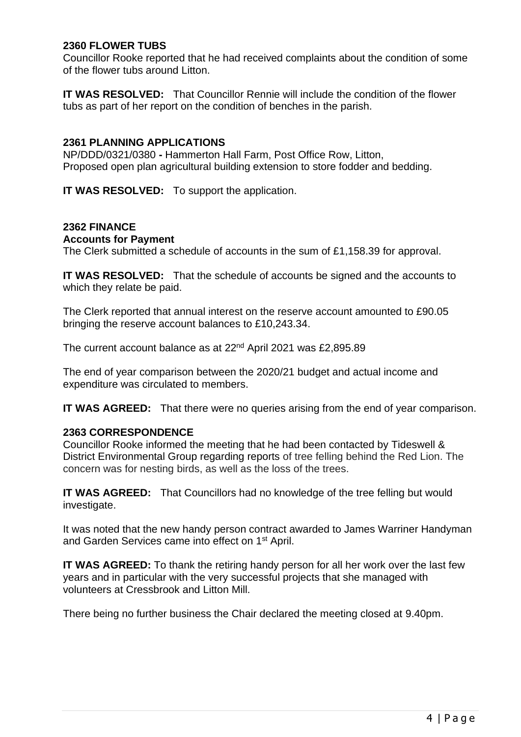**2360 FLOWER TUBS**

Councillor Rooke reported that he had received complaints about the condition of some of the flower tubs around Litton.

**IT WAS RESOLVED:** That Councillor Rennie will include the condition of the flower tubs as part of her report on the condition of benches in the parish.

**2361 PLANNING APPLICATIONS**

NP/DDD/0321/0380 **-** Hammerton Hall Farm, Post Office Row, Litton,
Proposed open plan agricultural building extension to store fodder and bedding.

**IT WAS RESOLVED:** To support the application.

**2362 FINANCE**

**Accounts for Payment**

The Clerk submitted a schedule of accounts in the sum of £1,158.39 for approval.

**IT WAS RESOLVED:** That the schedule of accounts be signed and the accounts to which they relate be paid.

The Clerk reported that annual interest on the reserve account amounted to £90.05 bringing the reserve account balances to £10,243.34.

The current account balance as at 22nd April 2021 was £2,895.89

The end of year comparison between the 2020/21 budget and actual income and expenditure was circulated to members.

**IT WAS AGREED:** That there were no queries arising from the end of year comparison.

**2363 CORRESPONDENCE**

Councillor Rooke informed the meeting that he had been contacted by Tideswell & District Environmental Group regarding reports of tree felling behind the Red Lion. The concern was for nesting birds, as well as the loss of the trees.

**IT WAS AGREED:** That Councillors had no knowledge of the tree felling but would investigate.

It was noted that the new handy person contract awarded to James Warriner Handyman and Garden Services came into effect on 1st April.

**IT WAS AGREED:** To thank the retiring handy person for all her work over the last few years and in particular with the very successful projects that she managed with volunteers at Cressbrook and Litton Mill.

There being no further business the Chair declared the meeting closed at 9.40pm.